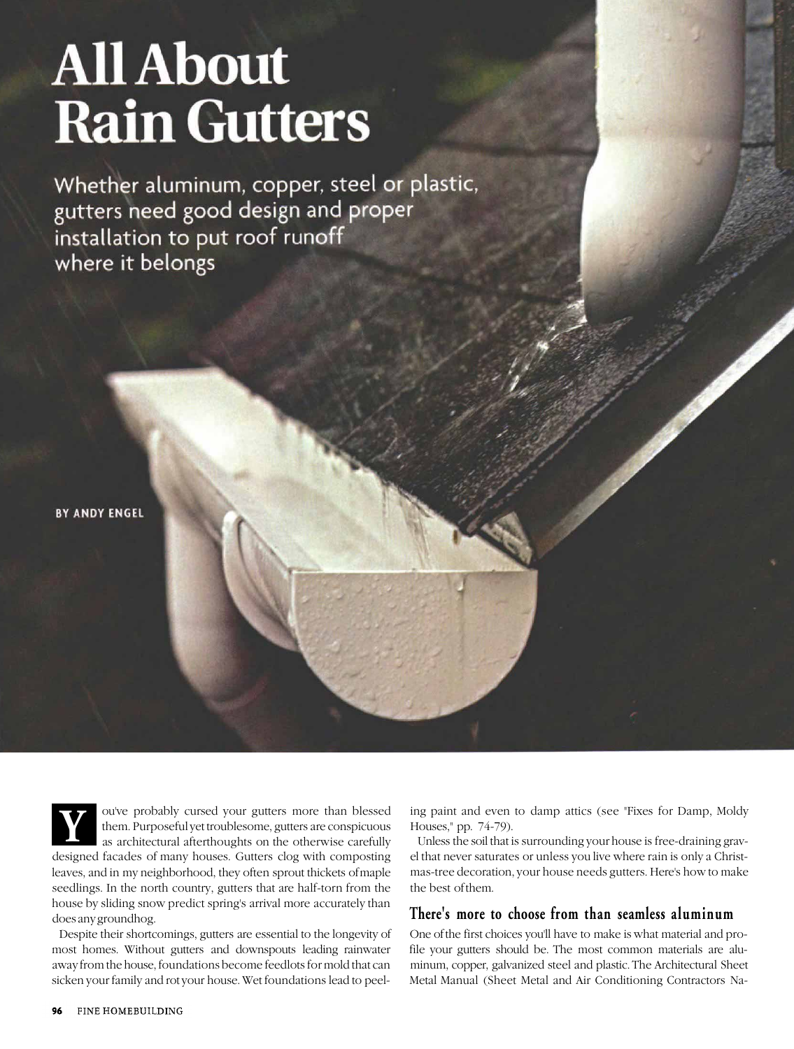# All About Rain Gutters

Whether aluminum, copper, steel or plastic, gutters need good design and proper installation to put roof runoff where it belongs

BY ANDY ENGEL

You've probably cursed your gutters more than blessed them. Purposeful yet troublesome, gutters are conspicuous as architectural afterthoughts on the otherwise carefully designed facades of many houses. Gutters clog with composting leaves, and in my neighborhood, they often sprout thickets of maple seedlings. In the north country, gutters that are half-torn from the house by sliding snow predict spring's arrival more accurately than does any groundhog.

Despite their shortcomings, gutters are essential to the longevity of most homes. Without gutters and downspouts leading rainwater away from the house, foundations become feedlots for mold that can sicken your family and rot your house. Wet foundations lead to peeling paint and even to damp attics (see "Fixes for Damp, Moldy Houses," pp. 74-79).

Unless the soil that is surrounding your house is free-draining gravel that never saturates or unless you live where rain is only a Christmas-tree decoration, your house needs gutters. Here's how to make the best of them.

## There's more to choose from than seamless aluminum

One of the first choices you'll have to make is what material and profile your gutters should be. The most common materials are aluminum, copper, galvanized steel and plastic. The Architectural Sheet Metal Manual (Sheet Metal and Air Conditioning Contractors Na-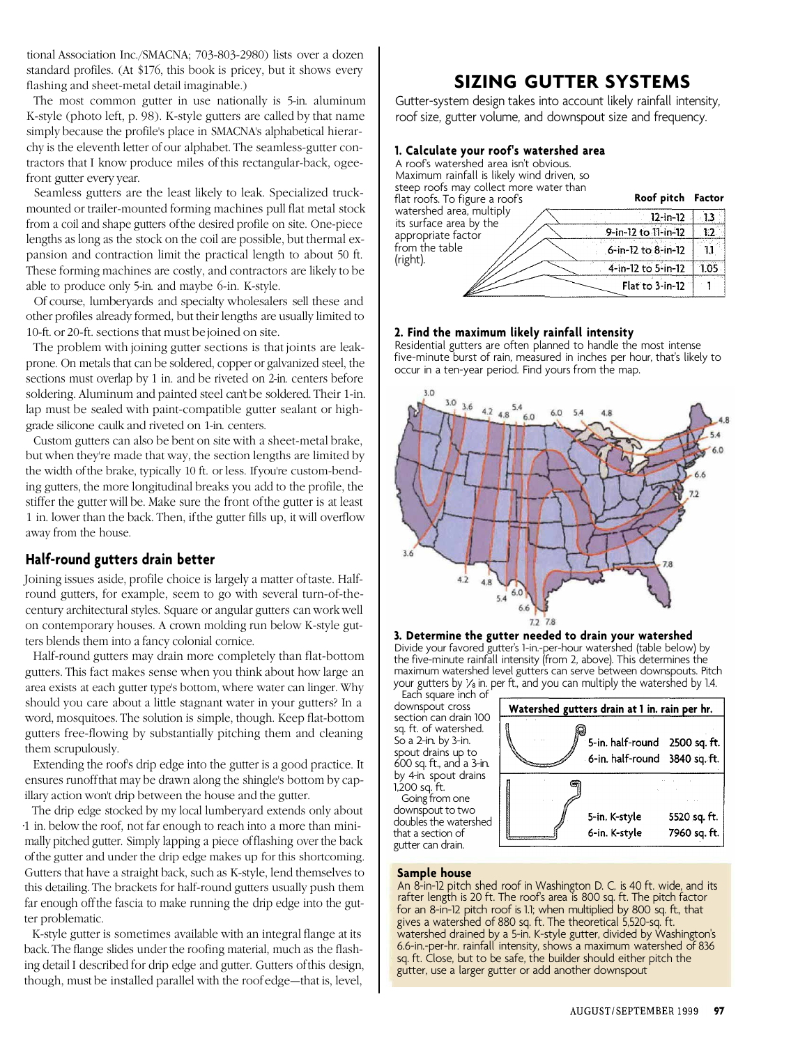tional Association Inc./SMACNA; 703-803-2980) lists over a dozen standard profiles. (At $176, this book is pricey, but it shows every flashing and sheet-metal detail imaginable.)

The most common gutter in use nationally is 5-in. aluminum K-style (photo left, p. 98). K-style gutters are called by that name simply because the profile's place in SMACNA's alphabetical hierarchy is the eleventh letter of our alphabet. The seamless-gutter contractors that I know produce miles of this rectangular-back, ogee-front gutter every year.

Seamless gutters are the least likely to leak. Specialized truck-mounted or trailer-mounted forming machines pull flat metal stock from a coil and shape gutters of the desired profile on site. One-piece lengths as long as the stock on the coil are possible, but thermal expansion and contraction limit the practical length to about 50 ft. These forming machines are costly, and contractors are likely to be able to produce only 5-in. and maybe 6-in. K-style.

Of course, lumberyards and specialty wholesalers sell these and other profiles already formed, but their lengths are usually limited to 10-ft. or 20-ft. sections that must be joined on site.

The problem with joining gutter sections is that joints are leak-prone. On metals that can be soldered, copper or galvanized steel, the sections must overlap by 1 in. and be riveted on 2-in. centers before soldering. Aluminum and painted steel can't be soldered. Their 1-in. lap must be sealed with paint-compatible gutter sealant or high-grade silicone caulk and riveted on 1-in. centers.

Custom gutters can also be bent on site with a sheet-metal brake, but when they're made that way, the section lengths are limited by the width of the brake, typically 10 ft. or less. If you're custom-bending gutters, the more longitudinal breaks you add to the profile, the stiffer the gutter will be. Make sure the front of the gutter is at least 1 in. lower than the back. Then, if the gutter fills up, it will overflow away from the house.

## Half-round gutters drain better

Joining issues aside, profile choice is largely a matter of taste. Half-round gutters, for example, seem to go with several turn-of-the-century architectural styles. Square or angular gutters can work well on contemporary houses. A crown molding run below K-style gutters blends them into a fancy colonial cornice.

Half-round gutters may drain more completely than flat-bottom gutters. This fact makes sense when you think about how large an area exists at each gutter type's bottom, where water can linger. Why should you care about a little stagnant water in your gutters? In a word, mosquitoes. The solution is simple, though. Keep flat-bottom gutters free-flowing by substantially pitching them and cleaning them scrupulously.

Extending the roof's drip edge into the gutter is a good practice. It ensures runoff that may be drawn along the shingle's bottom by capillary action won't drip between the house and the gutter.

The drip edge stocked by my local lumberyard extends only about 1 in. below the roof, not far enough to reach into a more than minimally pitched gutter. Simply lapping a piece of flashing over the back of the gutter and under the drip edge makes up for this shortcoming. Gutters that have a straight back, such as K-style, lend themselves to this detailing. The brackets for half-round gutters usually push them far enough off the fascia to make running the drip edge into the gutter problematic.

K-style gutter is sometimes available with an integral flange at its back. The flange slides under the roofing material, much as the flashing detail I described for drip edge and gutter. Gutters of this design, though, must be installed parallel with the roof edge—that is, level,

## SIZING GUTTER SYSTEMS

Gutter-system design takes into account likely rainfall intensity, roof size, gutter volume, and downspout size and frequency.

### 1. Calculate your roof's watershed area

A roof's watershed area isn't obvious. Maximum rainfall is likely wind driven, so steep roofs may collect more water than flat roofs. To figure a roof's watershed area, multiply its surface area by the appropriate factor from the table (right).

| Roof pitch | Factor |
|---|---|
| 12-in-12 | 1.3 |
| 9-in-12 to 11-in-12 | 1.2 |
| 6-in-12 to 8-in-12 | 1.1 |
| 4-in-12 to 5-in-12 | 1.05 |
| Flat to 3-in-12 | 1 |

### 2. Find the maximum likely rainfall intensity

Residential gutters are often planned to handle the most intense five-minute burst of rain, measured in inches per hour, that's likely to occur in a ten-year period. Find yours from the map.

### 3. Determine the gutter needed to drain your watershed

Divide your favored gutter's 1-in.-per-hour watershed (table below) by the five-minute rainfall intensity (from 2, above). This determines the maximum watershed level gutters can serve between downspouts. Pitch your gutters by ⅛ in. per ft., and you can multiply the watershed by 1.4.

Each square inch of downspout cross section can drain 100 sq. ft. of watershed. So a 2-in. by 3-in. spout drains up to 600 sq. ft., and a 3-in. by 4-in. spout drains 1,200 sq. ft.

Going from one downspout to two doubles the watershed that a section of gutter can drain.

| Watershed gutters drain at 1 in. rain per hr. | |
|---|---|
| 5-in. half-round | 2500 sq. ft. |
| 6-in. half-round | 3840 sq. ft. |
| 5-in. K-style | 5520 sq. ft. |
| 6-in. K-style | 7960 sq. ft. |

**Sample house**

An 8-in-12 pitch shed roof in Washington D. C. is 40 ft. wide, and its rafter length is 20 ft. The roof's area is 800 sq. ft. The pitch factor for an 8-in-12 pitch roof is 1.1; when multiplied by 800 sq. ft., that gives a watershed of 880 sq. ft. The theoretical 5,520-sq. ft. watershed drained by a 5-in. K-style gutter, divided by Washington's 6.6-in.-per-hr. rainfall intensity, shows a maximum watershed of 836 sq. ft. Close, but to be safe, the builder should either pitch the gutter, use a larger gutter or add another downspout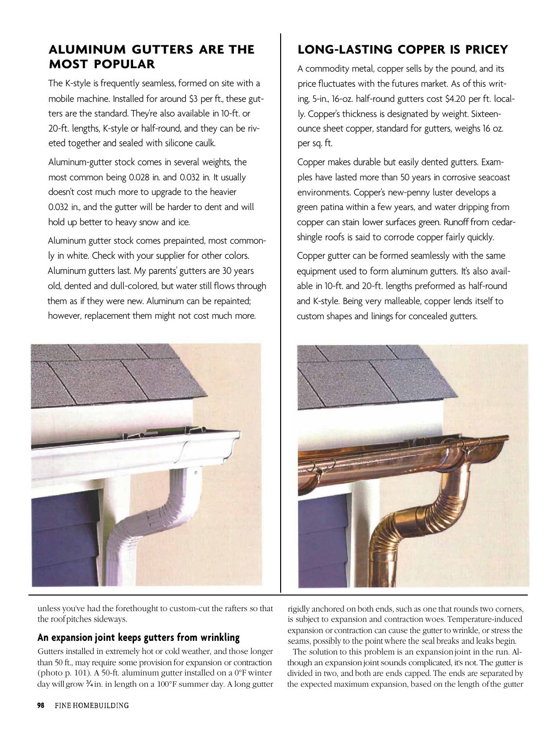## ALUMINUM GUTTERS ARE THE MOST POPULAR

The K-style is frequently seamless, formed on site with a mobile machine. Installed for around $3 per ft., these gutters are the standard. They're also available in 10-ft. or 20-ft. lengths, K-style or half-round, and they can be riveted together and sealed with silicone caulk.

Aluminum-gutter stock comes in several weights, the most common being 0.028 in. and 0.032 in. It usually doesn't cost much more to upgrade to the heavier 0.032 in., and the gutter will be harder to dent and will hold up better to heavy snow and ice.

Aluminum gutter stock comes prepainted, most commonly in white. Check with your supplier for other colors. Aluminum gutters last. My parents' gutters are 30 years old, dented and dull-colored, but water still flows through them as if they were new. Aluminum can be repainted; however, replacement them might not cost much more.

## LONG-LASTING COPPER IS PRICEY

A commodity metal, copper sells by the pound, and its price fluctuates with the futures market. As of this writing, 5-in., 16-oz. half-round gutters cost $4.20 per ft. locally. Copper's thickness is designated by weight. Sixteen-ounce sheet copper, standard for gutters, weighs 16 oz. per sq. ft.

Copper makes durable but easily dented gutters. Examples have lasted more than 50 years in corrosive seacoast environments. Copper's new-penny luster develops a green patina within a few years, and water dripping from copper can stain lower surfaces green. Runoff from cedar-shingle roofs is said to corrode copper fairly quickly.

Copper gutter can be formed seamlessly with the same equipment used to form aluminum gutters. It's also available in 10-ft. and 20-ft. lengths preformed as half-round and K-style. Being very malleable, copper lends itself to custom shapes and linings for concealed gutters.

unless you've had the forethought to custom-cut the rafters so that the roof pitches sideways.

### An expansion joint keeps gutters from wrinkling

Gutters installed in extremely hot or cold weather, and those longer than 50 ft., may require some provision for expansion or contraction (photo p. 101). A 50-ft. aluminum gutter installed on a 0°F winter day will grow ¾ in. in length on a 100°F summer day. A long gutter rigidly anchored on both ends, such as one that rounds two corners, is subject to expansion and contraction woes. Temperature-induced expansion or contraction can cause the gutter to wrinkle, or stress the seams, possibly to the point where the seal breaks and leaks begin.

The solution to this problem is an expansion joint in the run. Although an expansion joint sounds complicated, it's not. The gutter is divided in two, and both are ends capped. The ends are separated by the expected maximum expansion, based on the length of the gutter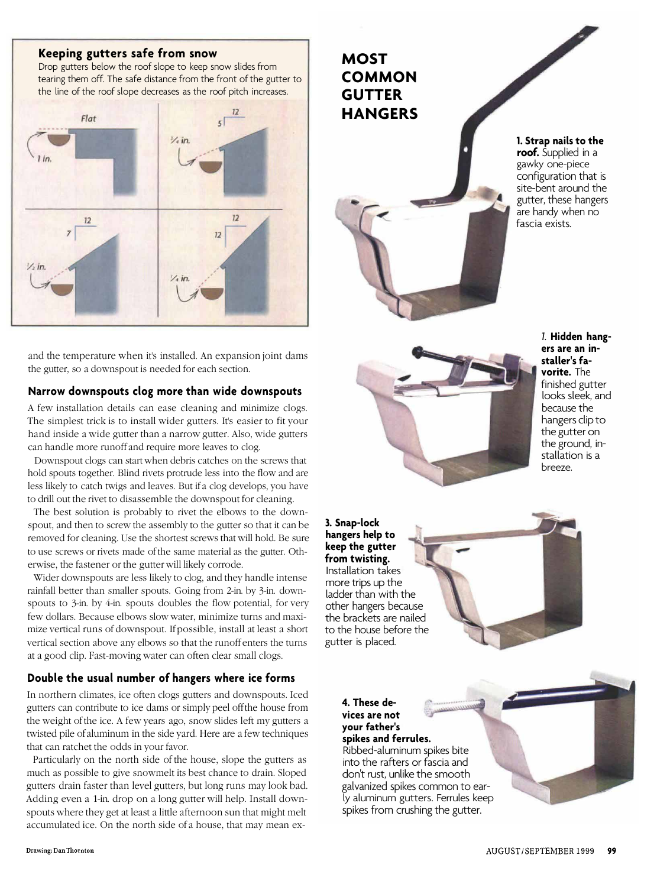### Keeping gutters safe from snow

Drop gutters below the roof slope to keep snow slides from tearing them off. The safe distance from the front of the gutter to the line of the roof slope decreases as the roof pitch increases.

Flat — 1 in.

5-in-12 — ¾ in.

7-in-12 — ½ in.

12-in-12 — ¼ in.

Drawing: Dan Thornton

and the temperature when it's installed. An expansion joint dams the gutter, so a downspout is needed for each section.

### Narrow downspouts clog more than wide downspouts

A few installation details can ease cleaning and minimize clogs. The simplest trick is to install wider gutters. It's easier to fit your hand inside a wide gutter than a narrow gutter. Also, wide gutters can handle more runoff and require more leaves to clog.

Downspout clogs can start when debris catches on the screws that hold spouts together. Blind rivets protrude less into the flow and are less likely to catch twigs and leaves. But if a clog develops, you have to drill out the rivet to disassemble the downspout for cleaning.

The best solution is probably to rivet the elbows to the downspout, and then to screw the assembly to the gutter so that it can be removed for cleaning. Use the shortest screws that will hold. Be sure to use screws or rivets made of the same material as the gutter. Otherwise, the fastener or the gutter will likely corrode.

Wider downspouts are less likely to clog, and they handle intense rainfall better than smaller spouts. Going from 2-in. by 3-in. downspouts to 3-in. by 4-in. spouts doubles the flow potential, for very few dollars. Because elbows slow water, minimize turns and maximize vertical runs of downspout. If possible, install at least a short vertical section above any elbows so that the runoff enters the turns at a good clip. Fast-moving water can often clear small clogs.

### Double the usual number of hangers where ice forms

In northern climates, ice often clogs gutters and downspouts. Iced gutters can contribute to ice dams or simply peel off the house from the weight of the ice. A few years ago, snow slides left my gutters a twisted pile of aluminum in the side yard. Here are a few techniques that can ratchet the odds in your favor.

Particularly on the north side of the house, slope the gutters as much as possible to give snowmelt its best chance to drain. Sloped gutters drain faster than level gutters, but long runs may look bad. Adding even a 1-in. drop on a long gutter will help. Install downspouts where they get at least a little afternoon sun that might melt accumulated ice. On the north side of a house, that may mean ex-

## MOST COMMON GUTTER HANGERS

**1. Strap nails to the roof.** Supplied in a gawky one-piece configuration that is site-bent around the gutter, these hangers are handy when no fascia exists.

*1.* **Hidden hangers are an installer's favorite.** The finished gutter looks sleek, and because the hangers clip to the gutter on the ground, installation is a breeze.

**3. Snap-lock hangers help to keep the gutter from twisting.** Installation takes more trips up the ladder than with the other hangers because the brackets are nailed to the house before the gutter is placed.

**4. These devices are not your father's spikes and ferrules.** Ribbed-aluminum spikes bite into the rafters or fascia and don't rust, unlike the smooth galvanized spikes common to early aluminum gutters. Ferrules keep spikes from crushing the gutter.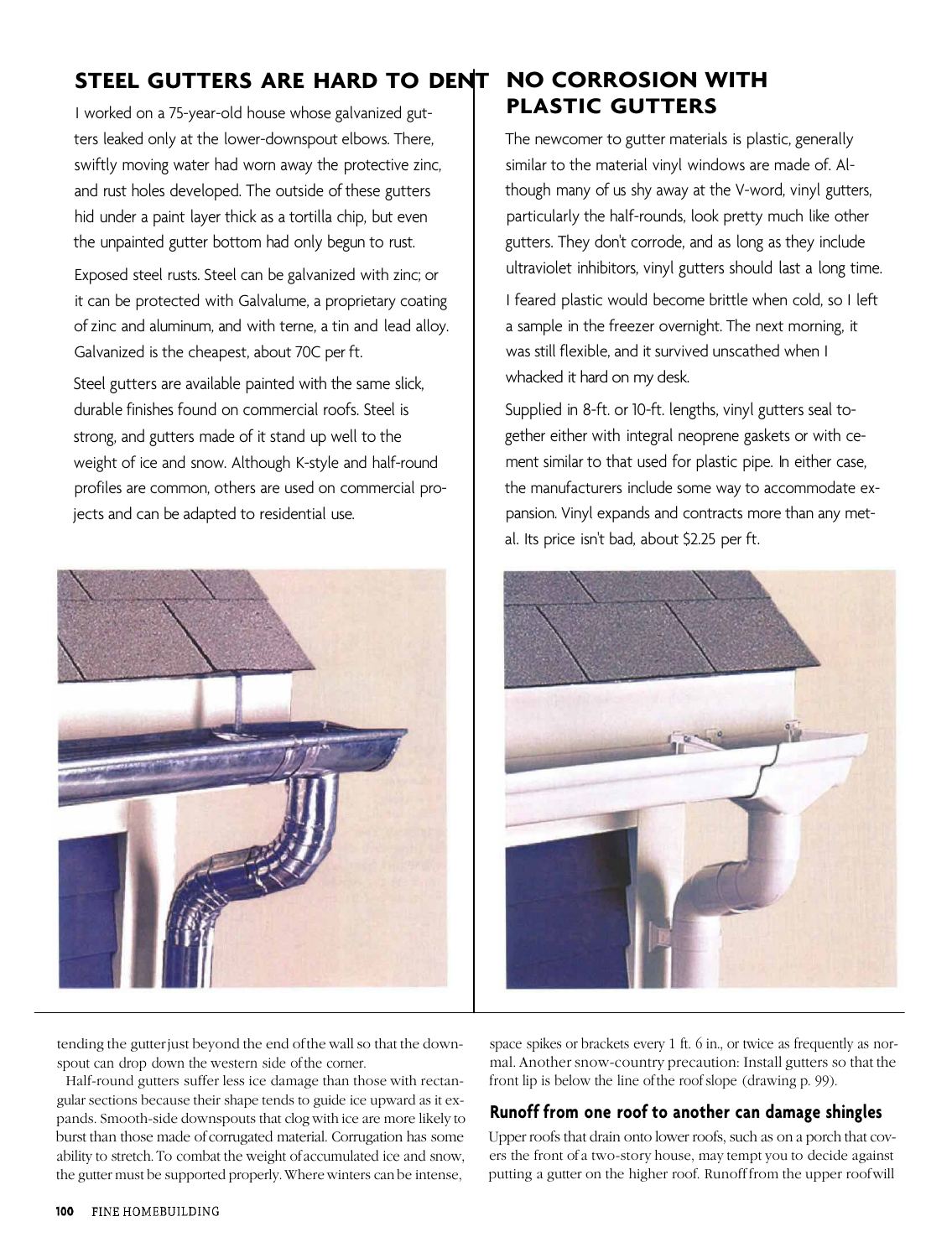## STEEL GUTTERS ARE HARD TO DENT

I worked on a 75-year-old house whose galvanized gutters leaked only at the lower-downspout elbows. There, swiftly moving water had worn away the protective zinc, and rust holes developed. The outside of these gutters hid under a paint layer thick as a tortilla chip, but even the unpainted gutter bottom had only begun to rust.

Exposed steel rusts. Steel can be galvanized with zinc; or it can be protected with Galvalume, a proprietary coating of zinc and aluminum, and with terne, a tin and lead alloy. Galvanized is the cheapest, about 70C per ft.

Steel gutters are available painted with the same slick, durable finishes found on commercial roofs. Steel is strong, and gutters made of it stand up well to the weight of ice and snow. Although K-style and half-round profiles are common, others are used on commercial projects and can be adapted to residential use.

## NO CORROSION WITH PLASTIC GUTTERS

The newcomer to gutter materials is plastic, generally similar to the material vinyl windows are made of. Although many of us shy away at the V-word, vinyl gutters, particularly the half-rounds, look pretty much like other gutters. They don't corrode, and as long as they include ultraviolet inhibitors, vinyl gutters should last a long time.

I feared plastic would become brittle when cold, so I left a sample in the freezer overnight. The next morning, it was still flexible, and it survived unscathed when I whacked it hard on my desk.

Supplied in 8-ft. or 10-ft. lengths, vinyl gutters seal together either with integral neoprene gaskets or with cement similar to that used for plastic pipe. In either case, the manufacturers include some way to accommodate expansion. Vinyl expands and contracts more than any metal. Its price isn't bad, about $2.25 per ft.

tending the gutter just beyond the end of the wall so that the downspout can drop down the western side of the corner.

Half-round gutters suffer less ice damage than those with rectangular sections because their shape tends to guide ice upward as it expands. Smooth-side downspouts that clog with ice are more likely to burst than those made of corrugated material. Corrugation has some ability to stretch. To combat the weight of accumulated ice and snow, the gutter must be supported properly. Where winters can be intense, space spikes or brackets every 1 ft. 6 in., or twice as frequently as normal. Another snow-country precaution: Install gutters so that the front lip is below the line of the roof slope (drawing p. 99).

### Runoff from one roof to another can damage shingles

Upper roofs that drain onto lower roofs, such as on a porch that covers the front of a two-story house, may tempt you to decide against putting a gutter on the higher roof. Runoff from the upper roof will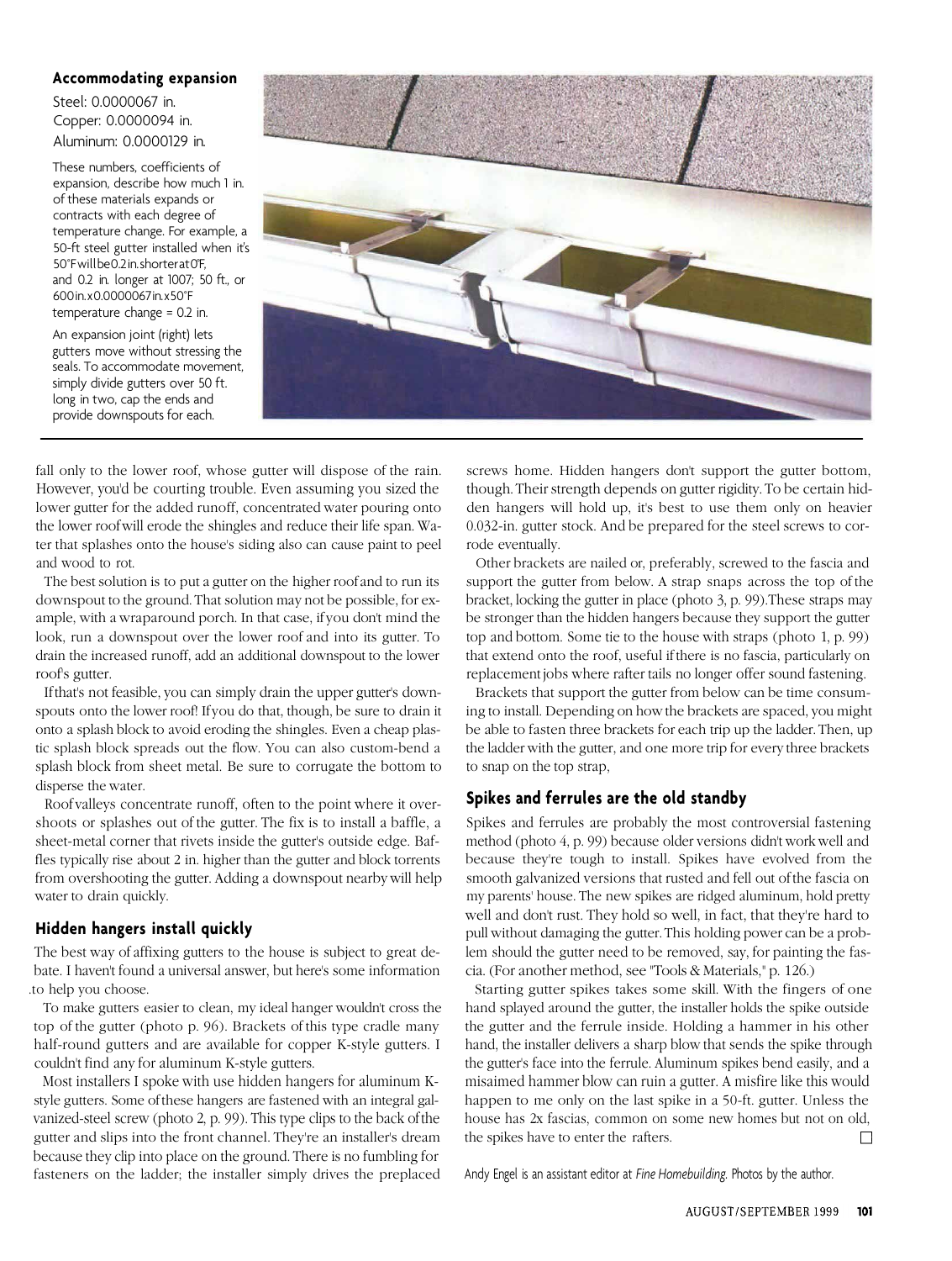### Accommodating expansion

Steel: 0.0000067 in.
Copper: 0.0000094 in.
Aluminum: 0.0000129 in.

These numbers, coefficients of expansion, describe how much 1 in. of these materials expands or contracts with each degree of temperature change. For example, a 50-ft steel gutter installed when it's 50°F will be 0.2 in. shorter at 0°F, and 0.2 in. longer at 100°F; 50 ft., or 600 in. x 0.0000067 in. x 50°F temperature change = 0.2 in.

An expansion joint (right) lets gutters move without stressing the seals. To accommodate movement, simply divide gutters over 50 ft. long in two, cap the ends and provide downspouts for each.

fall only to the lower roof, whose gutter will dispose of the rain. However, you'd be courting trouble. Even assuming you sized the lower gutter for the added runoff, concentrated water pouring onto the lower roof will erode the shingles and reduce their life span. Water that splashes onto the house's siding also can cause paint to peel and wood to rot.

The best solution is to put a gutter on the higher roof and to run its downspout to the ground. That solution may not be possible, for example, with a wraparound porch. In that case, if you don't mind the look, run a downspout over the lower roof and into its gutter. To drain the increased runoff, add an additional downspout to the lower roof's gutter.

If that's not feasible, you can simply drain the upper gutter's downspouts onto the lower roof! If you do that, though, be sure to drain it onto a splash block to avoid eroding the shingles. Even a cheap plastic splash block spreads out the flow. You can also custom-bend a splash block from sheet metal. Be sure to corrugate the bottom to disperse the water.

Roof valleys concentrate runoff, often to the point where it overshoots or splashes out of the gutter. The fix is to install a baffle, a sheet-metal corner that rivets inside the gutter's outside edge. Baffles typically rise about 2 in. higher than the gutter and block torrents from overshooting the gutter. Adding a downspout nearby will help water to drain quickly.

## Hidden hangers install quickly

The best way of affixing gutters to the house is subject to great debate. I haven't found a universal answer, but here's some information to help you choose.

To make gutters easier to clean, my ideal hanger wouldn't cross the top of the gutter (photo p. 96). Brackets of this type cradle many half-round gutters and are available for copper K-style gutters. I couldn't find any for aluminum K-style gutters.

Most installers I spoke with use hidden hangers for aluminum K-style gutters. Some of these hangers are fastened with an integral galvanized-steel screw (photo 2, p. 99). This type clips to the back of the gutter and slips into the front channel. They're an installer's dream because they clip into place on the ground. There is no fumbling for fasteners on the ladder; the installer simply drives the preplaced screws home. Hidden hangers don't support the gutter bottom, though. Their strength depends on gutter rigidity. To be certain hidden hangers will hold up, it's best to use them only on heavier 0.032-in. gutter stock. And be prepared for the steel screws to corrode eventually.

Other brackets are nailed or, preferably, screwed to the fascia and support the gutter from below. A strap snaps across the top of the bracket, locking the gutter in place (photo 3, p. 99). These straps may be stronger than the hidden hangers because they support the gutter top and bottom. Some tie to the house with straps (photo 1, p. 99) that extend onto the roof, useful if there is no fascia, particularly on replacement jobs where rafter tails no longer offer sound fastening.

Brackets that support the gutter from below can be time consuming to install. Depending on how the brackets are spaced, you might be able to fasten three brackets for each trip up the ladder. Then, up the ladder with the gutter, and one more trip for every three brackets to snap on the top strap,

## Spikes and ferrules are the old standby

Spikes and ferrules are probably the most controversial fastening method (photo 4, p. 99) because older versions didn't work well and because they're tough to install. Spikes have evolved from the smooth galvanized versions that rusted and fell out of the fascia on my parents' house. The new spikes are ridged aluminum, hold pretty well and don't rust. They hold so well, in fact, that they're hard to pull without damaging the gutter. This holding power can be a problem should the gutter need to be removed, say, for painting the fascia. (For another method, see "Tools & Materials," p. 126.)

Starting gutter spikes takes some skill. With the fingers of one hand splayed around the gutter, the installer holds the spike outside the gutter and the ferrule inside. Holding a hammer in his other hand, the installer delivers a sharp blow that sends the spike through the gutter's face into the ferrule. Aluminum spikes bend easily, and a misaimed hammer blow can ruin a gutter. A misfire like this would happen to me only on the last spike in a 50-ft. gutter. Unless the house has 2x fascias, common on some new homes but not on old, the spikes have to enter the rafters. □

Andy Engel is an assistant editor at *Fine Homebuilding*. Photos by the author.